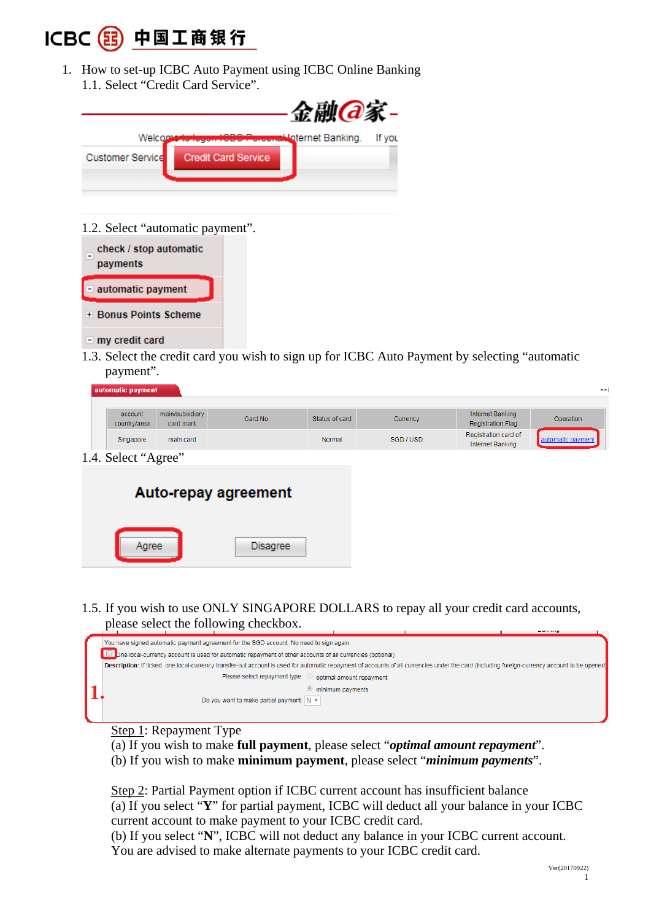1. How to set-up ICBC Auto Payment using ICBC Online Banking

1.1. Select “Credit Card Service”.

Welcome to logon ICBC Personal Internet Banking. If you

Customer Service | Credit Card Service

1.2. Select “automatic payment”.

- check / stop automatic payments
- automatic payment
- Bonus Points Scheme
- my credit card

1.3. Select the credit card you wish to sign up for ICBC Auto Payment by selecting “automatic payment”.

automatic payment

| account country/area | main/subsidiary card mark | Card No. | Status of card | Currency | Internet Banking Registration Flag | Operation |
|---|---|---|---|---|---|---|
| Singapore | main card | | Normal | SGD / USD | Registration card of Internet Banking | automatic payment |

1.4. Select “Agree”

Auto-repay agreement

Agree | Disagree

1.5. If you wish to use ONLY SINGAPORE DOLLARS to repay all your credit card accounts, please select the following checkbox.

You have signed automatic payment agreement for the SGD account. No need to sign again.

1. ☐ One local-currency account is used for automatic repayment of other accounts of all currencies (optional)

Description: If ticked, one local-currency transfer-out account is used for automatic repayment of accounts of all currencies under the card (including foreign-currency account to be opened

Please select repayment type: ○ optimal amount repayment ◉ minimum payments

Do you want to make partial payment: N

Step 1: Repayment Type

(a) If you wish to make **full payment**, please select “***optimal amount repayment***”.

(b) If you wish to make **minimum payment**, please select “***minimum payments***”.

Step 2: Partial Payment option if ICBC current account has insufficient balance

(a) If you select “**Y**” for partial payment, ICBC will deduct all your balance in your ICBC current account to make payment to your ICBC credit card.

(b) If you select “**N**”, ICBC will not deduct any balance in your ICBC current account. You are advised to make alternate payments to your ICBC credit card.

Ver(20170922)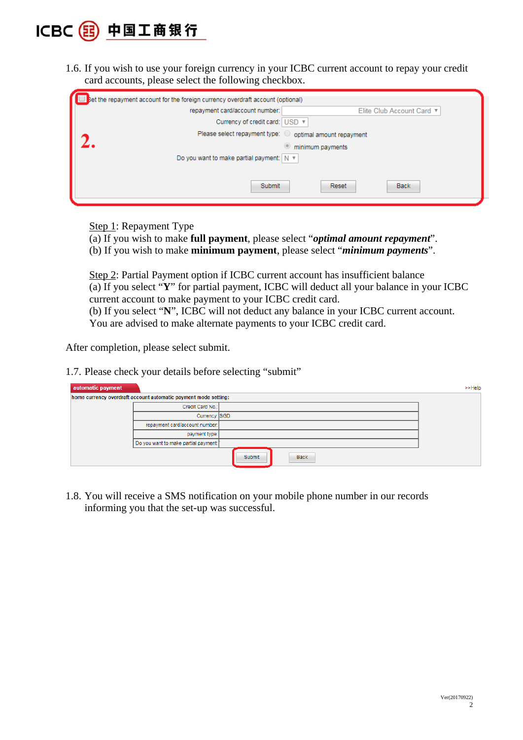1.6. If you wish to use your foreign currency in your ICBC current account to repay your credit card accounts, please select the following checkbox.

Set the repayment account for the foreign currency overdraft account (optional)

repayment card/account number: Elite Club Account Card

Currency of credit card: USD

Please select repayment type: optimal amount repayment

minimum payments

Do you want to make partial payment: N

Submit Reset Back

2.

Step 1: Repayment Type

(a) If you wish to make **full payment**, please select "***optimal amount repayment***".

(b) If you wish to make **minimum payment**, please select "***minimum payments***".

Step 2: Partial Payment option if ICBC current account has insufficient balance

(a) If you select "**Y**" for partial payment, ICBC will deduct all your balance in your ICBC current account to make payment to your ICBC credit card.

(b) If you select "**N**", ICBC will not deduct any balance in your ICBC current account. You are advised to make alternate payments to your ICBC credit card.

After completion, please select submit.

1.7. Please check your details before selecting "submit"

automatic payment >>Help

home currency overdraft account automatic payment mode setting:

| | |
|---|---|
| Credit Card No.: | |
| Currency: | SGD |
| repayment card/account number: | |
| payment type: | |
| Do you want to make partial payment: | |

Submit Back

1.8. You will receive a SMS notification on your mobile phone number in our records informing you that the set-up was successful.